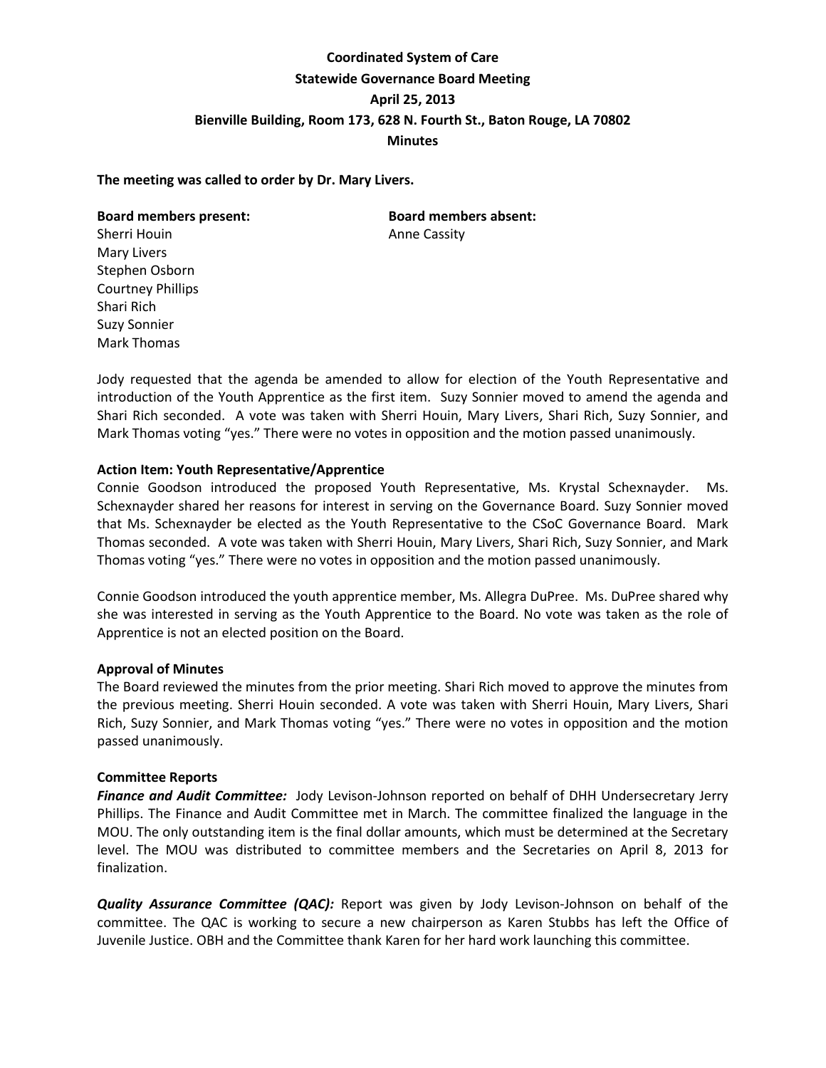# Coordinated System of Care
## Statewide Governance Board Meeting
## April 25, 2013
## Bienville Building, Room 173, 628 N. Fourth St., Baton Rouge, LA 70802
## Minutes

**The meeting was called to order by Dr. Mary Livers.**

**Board members present:**
Sherri Houin
Mary Livers
Stephen Osborn
Courtney Phillips
Shari Rich
Suzy Sonnier
Mark Thomas

**Board members absent:**
Anne Cassity

Jody requested that the agenda be amended to allow for election of the Youth Representative and introduction of the Youth Apprentice as the first item. Suzy Sonnier moved to amend the agenda and Shari Rich seconded. A vote was taken with Sherri Houin, Mary Livers, Shari Rich, Suzy Sonnier, and Mark Thomas voting "yes." There were no votes in opposition and the motion passed unanimously.

**Action Item: Youth Representative/Apprentice**

Connie Goodson introduced the proposed Youth Representative, Ms. Krystal Schexnayder. Ms. Schexnayder shared her reasons for interest in serving on the Governance Board. Suzy Sonnier moved that Ms. Schexnayder be elected as the Youth Representative to the CSoC Governance Board. Mark Thomas seconded. A vote was taken with Sherri Houin, Mary Livers, Shari Rich, Suzy Sonnier, and Mark Thomas voting "yes." There were no votes in opposition and the motion passed unanimously.

Connie Goodson introduced the youth apprentice member, Ms. Allegra DuPree. Ms. DuPree shared why she was interested in serving as the Youth Apprentice to the Board. No vote was taken as the role of Apprentice is not an elected position on the Board.

**Approval of Minutes**

The Board reviewed the minutes from the prior meeting. Shari Rich moved to approve the minutes from the previous meeting. Sherri Houin seconded. A vote was taken with Sherri Houin, Mary Livers, Shari Rich, Suzy Sonnier, and Mark Thomas voting "yes." There were no votes in opposition and the motion passed unanimously.

**Committee Reports**

***Finance and Audit Committee:*** Jody Levison-Johnson reported on behalf of DHH Undersecretary Jerry Phillips. The Finance and Audit Committee met in March. The committee finalized the language in the MOU. The only outstanding item is the final dollar amounts, which must be determined at the Secretary level. The MOU was distributed to committee members and the Secretaries on April 8, 2013 for finalization.

***Quality Assurance Committee (QAC):*** Report was given by Jody Levison-Johnson on behalf of the committee. The QAC is working to secure a new chairperson as Karen Stubbs has left the Office of Juvenile Justice. OBH and the Committee thank Karen for her hard work launching this committee.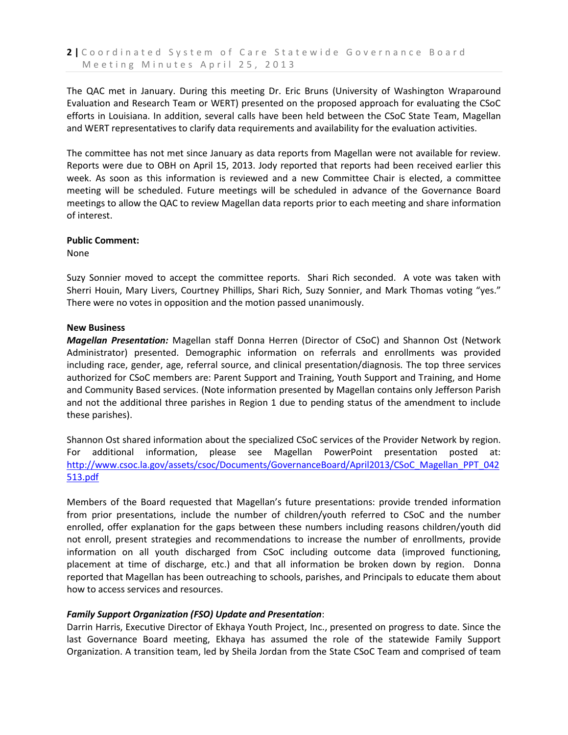The QAC met in January. During this meeting Dr. Eric Bruns (University of Washington Wraparound Evaluation and Research Team or WERT) presented on the proposed approach for evaluating the CSoC efforts in Louisiana. In addition, several calls have been held between the CSoC State Team, Magellan and WERT representatives to clarify data requirements and availability for the evaluation activities.

The committee has not met since January as data reports from Magellan were not available for review. Reports were due to OBH on April 15, 2013. Jody reported that reports had been received earlier this week. As soon as this information is reviewed and a new Committee Chair is elected, a committee meeting will be scheduled. Future meetings will be scheduled in advance of the Governance Board meetings to allow the QAC to review Magellan data reports prior to each meeting and share information of interest.

**Public Comment:**
None

Suzy Sonnier moved to accept the committee reports. Shari Rich seconded. A vote was taken with Sherri Houin, Mary Livers, Courtney Phillips, Shari Rich, Suzy Sonnier, and Mark Thomas voting "yes." There were no votes in opposition and the motion passed unanimously.

**New Business**

***Magellan Presentation:*** Magellan staff Donna Herren (Director of CSoC) and Shannon Ost (Network Administrator) presented. Demographic information on referrals and enrollments was provided including race, gender, age, referral source, and clinical presentation/diagnosis. The top three services authorized for CSoC members are: Parent Support and Training, Youth Support and Training, and Home and Community Based services. (Note information presented by Magellan contains only Jefferson Parish and not the additional three parishes in Region 1 due to pending status of the amendment to include these parishes).

Shannon Ost shared information about the specialized CSoC services of the Provider Network by region. For additional information, please see Magellan PowerPoint presentation posted at: http://www.csoc.la.gov/assets/csoc/Documents/GovernanceBoard/April2013/CSoC_Magellan_PPT_042513.pdf

Members of the Board requested that Magellan's future presentations: provide trended information from prior presentations, include the number of children/youth referred to CSoC and the number enrolled, offer explanation for the gaps between these numbers including reasons children/youth did not enroll, present strategies and recommendations to increase the number of enrollments, provide information on all youth discharged from CSoC including outcome data (improved functioning, placement at time of discharge, etc.) and that all information be broken down by region. Donna reported that Magellan has been outreaching to schools, parishes, and Principals to educate them about how to access services and resources.

***Family Support Organization (FSO) Update and Presentation***:
Darrin Harris, Executive Director of Ekhaya Youth Project, Inc., presented on progress to date. Since the last Governance Board meeting, Ekhaya has assumed the role of the statewide Family Support Organization. A transition team, led by Sheila Jordan from the State CSoC Team and comprised of team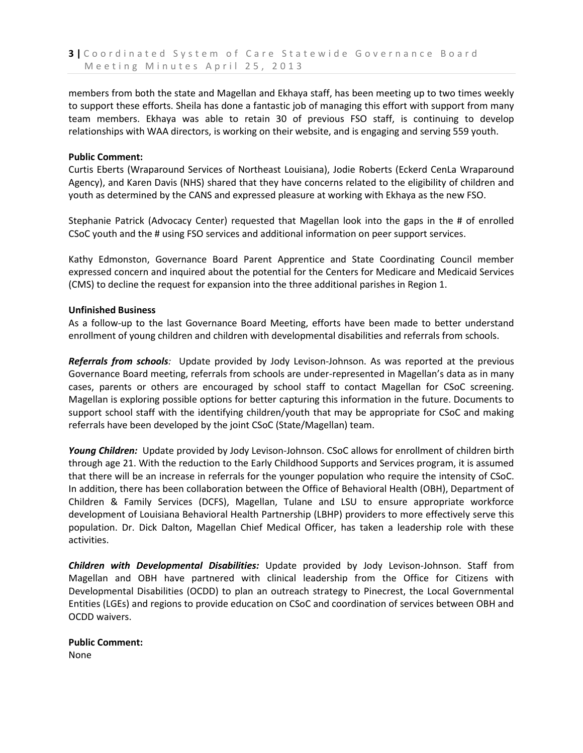members from both the state and Magellan and Ekhaya staff, has been meeting up to two times weekly to support these efforts. Sheila has done a fantastic job of managing this effort with support from many team members. Ekhaya was able to retain 30 of previous FSO staff, is continuing to develop relationships with WAA directors, is working on their website, and is engaging and serving 559 youth.

**Public Comment:**
Curtis Eberts (Wraparound Services of Northeast Louisiana), Jodie Roberts (Eckerd CenLa Wraparound Agency), and Karen Davis (NHS) shared that they have concerns related to the eligibility of children and youth as determined by the CANS and expressed pleasure at working with Ekhaya as the new FSO.

Stephanie Patrick (Advocacy Center) requested that Magellan look into the gaps in the # of enrolled CSoC youth and the # using FSO services and additional information on peer support services.

Kathy Edmonston, Governance Board Parent Apprentice and State Coordinating Council member expressed concern and inquired about the potential for the Centers for Medicare and Medicaid Services (CMS) to decline the request for expansion into the three additional parishes in Region 1.

**Unfinished Business**
As a follow-up to the last Governance Board Meeting, efforts have been made to better understand enrollment of young children and children with developmental disabilities and referrals from schools.

***Referrals from schools****:* Update provided by Jody Levison-Johnson. As was reported at the previous Governance Board meeting, referrals from schools are under-represented in Magellan's data as in many cases, parents or others are encouraged by school staff to contact Magellan for CSoC screening. Magellan is exploring possible options for better capturing this information in the future. Documents to support school staff with the identifying children/youth that may be appropriate for CSoC and making referrals have been developed by the joint CSoC (State/Magellan) team.

***Young Children:*** Update provided by Jody Levison-Johnson. CSoC allows for enrollment of children birth through age 21. With the reduction to the Early Childhood Supports and Services program, it is assumed that there will be an increase in referrals for the younger population who require the intensity of CSoC. In addition, there has been collaboration between the Office of Behavioral Health (OBH), Department of Children & Family Services (DCFS), Magellan, Tulane and LSU to ensure appropriate workforce development of Louisiana Behavioral Health Partnership (LBHP) providers to more effectively serve this population. Dr. Dick Dalton, Magellan Chief Medical Officer, has taken a leadership role with these activities.

***Children with Developmental Disabilities:*** Update provided by Jody Levison-Johnson. Staff from Magellan and OBH have partnered with clinical leadership from the Office for Citizens with Developmental Disabilities (OCDD) to plan an outreach strategy to Pinecrest, the Local Governmental Entities (LGEs) and regions to provide education on CSoC and coordination of services between OBH and OCDD waivers.

**Public Comment:**
None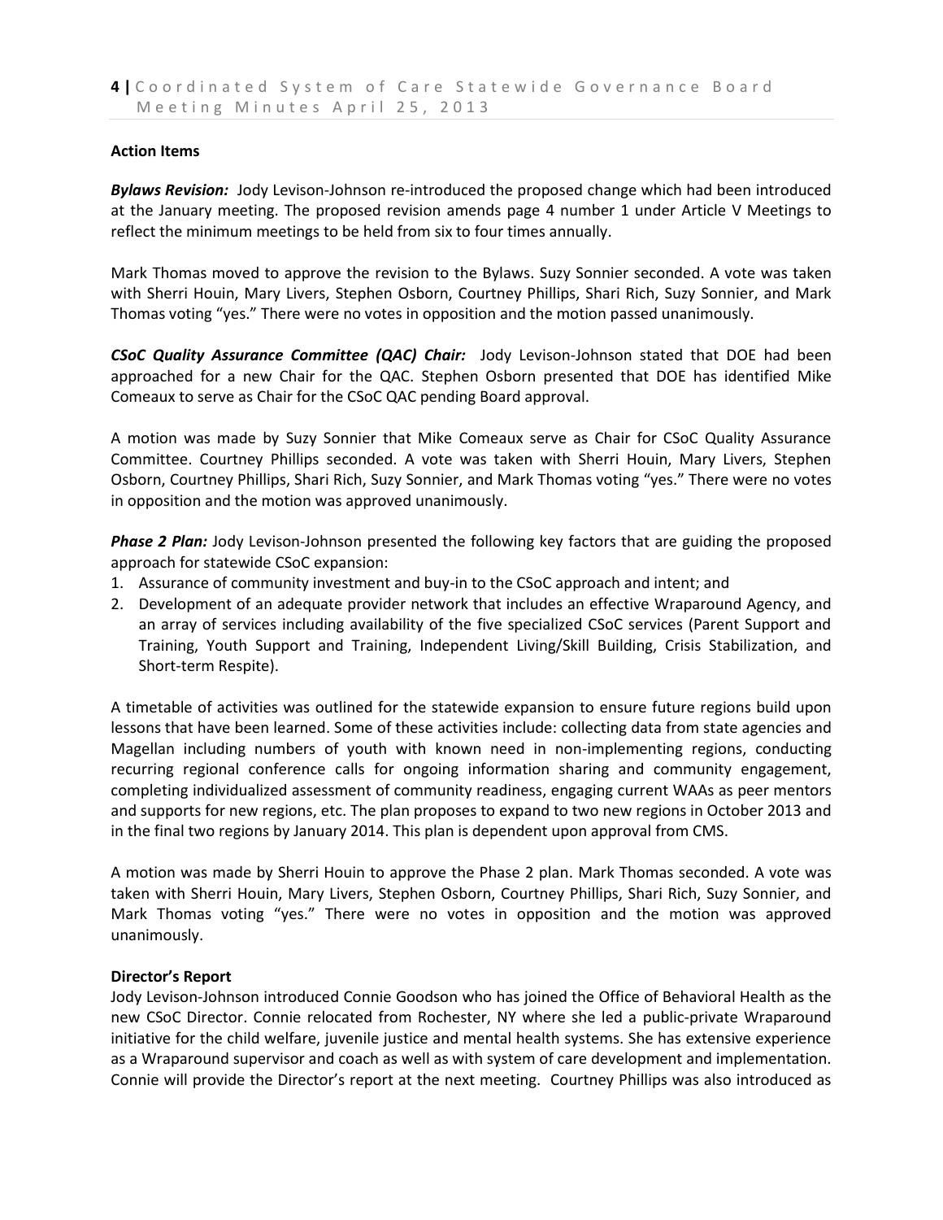**Action Items**

***Bylaws Revision:*** Jody Levison-Johnson re-introduced the proposed change which had been introduced at the January meeting. The proposed revision amends page 4 number 1 under Article V Meetings to reflect the minimum meetings to be held from six to four times annually.

Mark Thomas moved to approve the revision to the Bylaws. Suzy Sonnier seconded. A vote was taken with Sherri Houin, Mary Livers, Stephen Osborn, Courtney Phillips, Shari Rich, Suzy Sonnier, and Mark Thomas voting "yes." There were no votes in opposition and the motion passed unanimously.

***CSoC Quality Assurance Committee (QAC) Chair:*** Jody Levison-Johnson stated that DOE had been approached for a new Chair for the QAC. Stephen Osborn presented that DOE has identified Mike Comeaux to serve as Chair for the CSoC QAC pending Board approval.

A motion was made by Suzy Sonnier that Mike Comeaux serve as Chair for CSoC Quality Assurance Committee. Courtney Phillips seconded. A vote was taken with Sherri Houin, Mary Livers, Stephen Osborn, Courtney Phillips, Shari Rich, Suzy Sonnier, and Mark Thomas voting "yes." There were no votes in opposition and the motion was approved unanimously.

***Phase 2 Plan:*** Jody Levison-Johnson presented the following key factors that are guiding the proposed approach for statewide CSoC expansion:

1. Assurance of community investment and buy-in to the CSoC approach and intent; and
2. Development of an adequate provider network that includes an effective Wraparound Agency, and an array of services including availability of the five specialized CSoC services (Parent Support and Training, Youth Support and Training, Independent Living/Skill Building, Crisis Stabilization, and Short-term Respite).

A timetable of activities was outlined for the statewide expansion to ensure future regions build upon lessons that have been learned. Some of these activities include: collecting data from state agencies and Magellan including numbers of youth with known need in non-implementing regions, conducting recurring regional conference calls for ongoing information sharing and community engagement, completing individualized assessment of community readiness, engaging current WAAs as peer mentors and supports for new regions, etc. The plan proposes to expand to two new regions in October 2013 and in the final two regions by January 2014. This plan is dependent upon approval from CMS.

A motion was made by Sherri Houin to approve the Phase 2 plan. Mark Thomas seconded. A vote was taken with Sherri Houin, Mary Livers, Stephen Osborn, Courtney Phillips, Shari Rich, Suzy Sonnier, and Mark Thomas voting "yes." There were no votes in opposition and the motion was approved unanimously.

**Director's Report**

Jody Levison-Johnson introduced Connie Goodson who has joined the Office of Behavioral Health as the new CSoC Director. Connie relocated from Rochester, NY where she led a public-private Wraparound initiative for the child welfare, juvenile justice and mental health systems. She has extensive experience as a Wraparound supervisor and coach as well as with system of care development and implementation. Connie will provide the Director's report at the next meeting. Courtney Phillips was also introduced as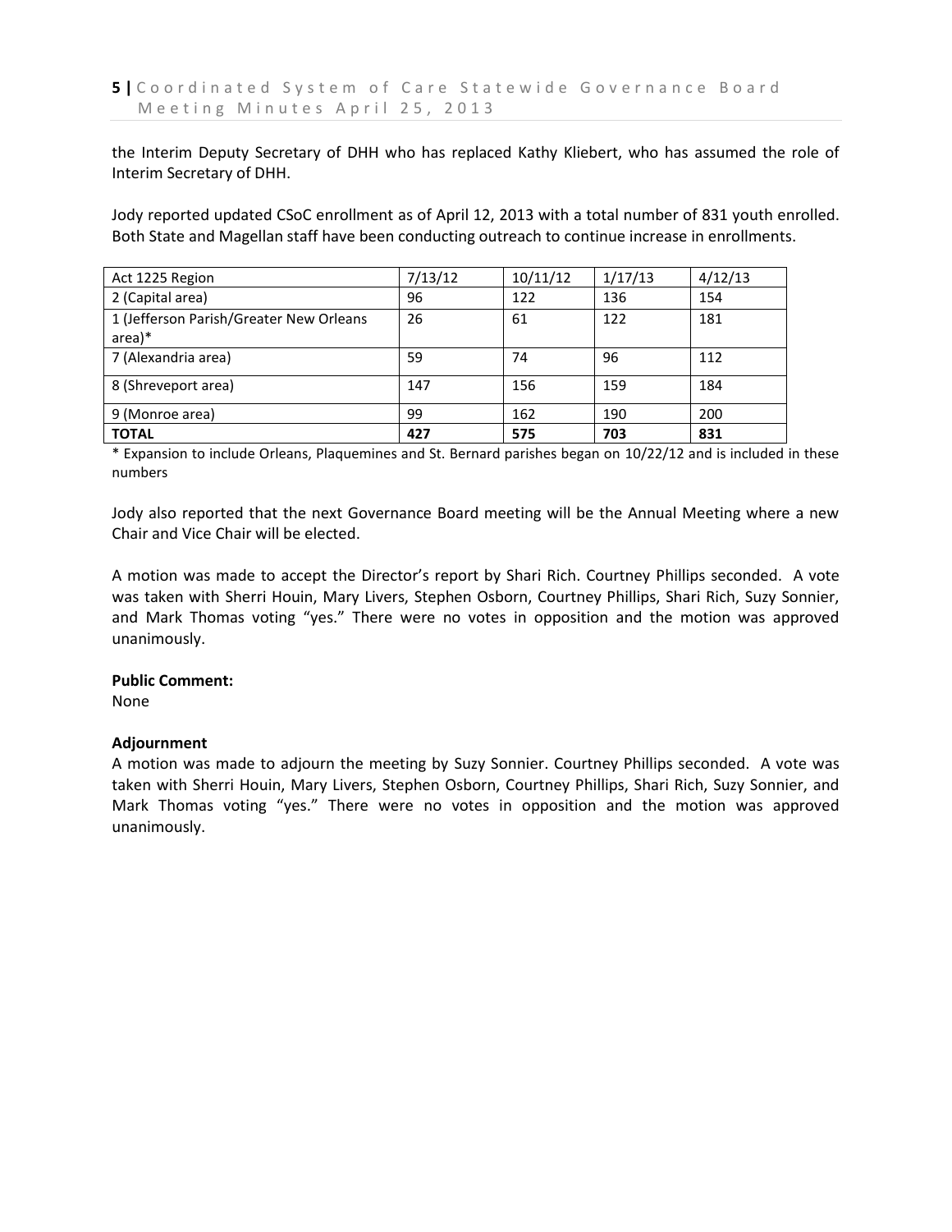the Interim Deputy Secretary of DHH who has replaced Kathy Kliebert, who has assumed the role of Interim Secretary of DHH.

Jody reported updated CSoC enrollment as of April 12, 2013 with a total number of 831 youth enrolled. Both State and Magellan staff have been conducting outreach to continue increase in enrollments.

| Act 1225 Region | 7/13/12 | 10/11/12 | 1/17/13 | 4/12/13 |
|---|---|---|---|---|
| 2 (Capital area) | 96 | 122 | 136 | 154 |
| 1 (Jefferson Parish/Greater New Orleans area)* | 26 | 61 | 122 | 181 |
| 7 (Alexandria area) | 59 | 74 | 96 | 112 |
| 8 (Shreveport area) | 147 | 156 | 159 | 184 |
| 9 (Monroe area) | 99 | 162 | 190 | 200 |
| **TOTAL** | **427** | **575** | **703** | **831** |

* Expansion to include Orleans, Plaquemines and St. Bernard parishes began on 10/22/12 and is included in these numbers

Jody also reported that the next Governance Board meeting will be the Annual Meeting where a new Chair and Vice Chair will be elected.

A motion was made to accept the Director's report by Shari Rich. Courtney Phillips seconded. A vote was taken with Sherri Houin, Mary Livers, Stephen Osborn, Courtney Phillips, Shari Rich, Suzy Sonnier, and Mark Thomas voting "yes." There were no votes in opposition and the motion was approved unanimously.

**Public Comment:**
None

**Adjournment**
A motion was made to adjourn the meeting by Suzy Sonnier. Courtney Phillips seconded. A vote was taken with Sherri Houin, Mary Livers, Stephen Osborn, Courtney Phillips, Shari Rich, Suzy Sonnier, and Mark Thomas voting "yes." There were no votes in opposition and the motion was approved unanimously.